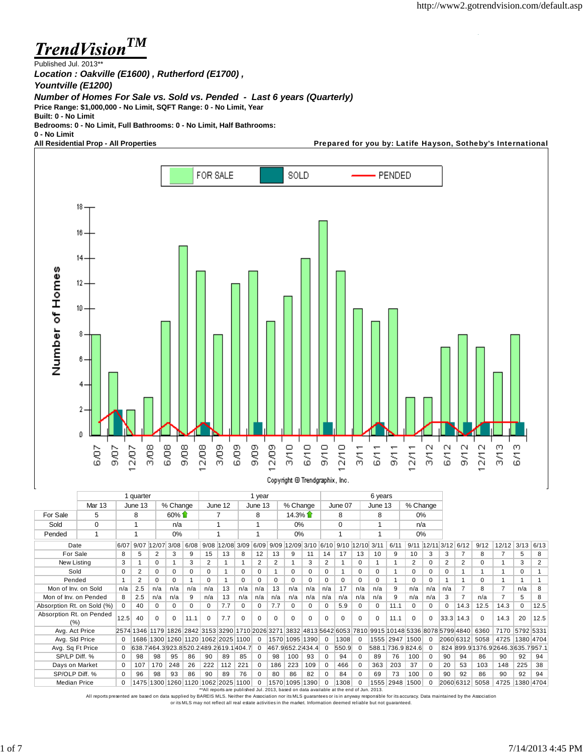# TrendVision™

Published Jul. 2013**

***Location : Oakville (E1600) , Rutherford (E1700) , Yountville (E1200)***

***Number of Homes For Sale vs. Sold vs. Pended - Last 6 years (Quarterly)***

**Price Range: $1,000,000 - No Limit, SQFT Range: 0 - No Limit, Year Built: 0 - No Limit**

**Bedrooms: 0 - No Limit, Full Bathrooms: 0 - No Limit, Half Bathrooms: 0 - No Limit**

**All Residential Prop - All Properties**

**Prepared for you by: Latife Hayson, Sotheby's International**

FOR SALE | SOLD | PENDED

Number of Homes

Copyright © Trendgraphix, Inc.

| | 1 quarter | | | 1 year | | | 6 years | | |
|---|---|---|---|---|---|---|---|---|---|
| | Mar 13 | June 13 | % Change | June 12 | June 13 | % Change | June 07 | June 13 | % Change |
| For Sale | 5 | 8 | 60% ⇧ | 7 | 8 | 14.3% ⇧ | 8 | 8 | 0% |
| Sold | 0 | 1 | n/a | 1 | 1 | 0% | 0 | 1 | n/a |
| Pended | 1 | 1 | 0% | 1 | 1 | 0% | 1 | 1 | 0% |

| Date | 6/07 | 9/07 | 12/07 | 3/08 | 6/08 | 9/08 | 12/08 | 3/09 | 6/09 | 9/09 | 12/09 | 3/10 | 6/10 | 9/10 | 12/10 | 3/11 | 6/11 | 9/11 | 12/11 | 3/12 | 6/12 | 9/12 | 12/12 | 3/13 | 6/13 |
|---|---|---|---|---|---|---|---|---|---|---|---|---|---|---|---|---|---|---|---|---|---|---|---|---|---|
| For Sale | 8 | 5 | 2 | 3 | 9 | 15 | 13 | 8 | 12 | 13 | 9 | 11 | 14 | 17 | 13 | 10 | 9 | 10 | 3 | 3 | 7 | 8 | 7 | 5 | 8 |
| New Listing | 3 | 1 | 0 | 1 | 3 | 2 | 1 | 1 | 2 | 2 | 1 | 3 | 2 | 1 | 0 | 1 | 1 | 2 | 0 | 2 | 2 | 0 | 1 | 3 | 2 |
| Sold | 0 | 2 | 0 | 0 | 0 | 0 | 1 | 0 | 0 | 1 | 0 | 0 | 0 | 1 | 0 | 0 | 1 | 0 | 0 | 0 | 1 | 1 | 1 | 0 | 1 |
| Pended | 1 | 2 | 0 | 0 | 1 | 0 | 1 | 0 | 0 | 0 | 0 | 0 | 0 | 0 | 0 | 0 | 1 | 0 | 0 | 1 | 1 | 0 | 1 | 1 | 1 |
| Mon of Inv. on Sold | n/a | 2.5 | n/a | n/a | n/a | n/a | 13 | n/a | n/a | 13 | n/a | n/a | n/a | 17 | n/a | n/a | 9 | n/a | n/a | n/a | 7 | 8 | 7 | n/a | 8 |
| Mon of Inv. on Pended | 8 | 2.5 | n/a | n/a | 9 | n/a | 13 | n/a | n/a | n/a | n/a | n/a | n/a | n/a | n/a | n/a | 9 | n/a | n/a | 3 | 7 | n/a | 7 | 5 | 8 |
| Absorption Rt. on Sold (%) | 0 | 40 | 0 | 0 | 0 | 0 | 7.7 | 0 | 0 | 7.7 | 0 | 0 | 0 | 5.9 | 0 | 0 | 11.1 | 0 | 0 | 0 | 14.3 | 12.5 | 14.3 | 0 | 12.5 |
| Absorption Rt. on Pended (%) | 12.5 | 40 | 0 | 0 | 11.1 | 0 | 7.7 | 0 | 0 | 0 | 0 | 0 | 0 | 0 | 0 | 0 | 11.1 | 0 | 0 | 33.3 | 14.3 | 0 | 14.3 | 20 | 12.5 |
| Avg. Act Price | 2574 | 1346 | 1179 | 1826 | 2842 | 3153 | 3290 | 1710 | 2026 | 3271 | 3832 | 4813 | 5642 | 6053 | 7810 | 9915 | 10148 | 5336 | 8078 | 5799 | 4840 | 6360 | 7170 | 5792 | 5331 |
| Avg. Sld Price | 0 | 1686 | 1300 | 1260 | 1120 | 1062 | 2025 | 1100 | 0 | 1570 | 1095 | 1390 | 0 | 1308 | 0 | 1555 | 2947 | 1500 | 0 | 2060 | 6312 | 5058 | 4725 | 1380 | 4704 |
| Avg. Sq Ft Price | 0 | 638.7 | 464.3 | 923.8 | 520.2 | 489.2 | 619.1 | 404.7 | 0 | 467.9 | 652.2 | 434.4 | 0 | 550.9 | 0 | 588.1 | 736.9 | 824.6 | 0 | 824 | 899.9 | 1376.9 | 2646.3 | 635.7 | 957.1 |
| SP/LP Diff. % | 0 | 98 | 98 | 95 | 86 | 90 | 89 | 85 | 0 | 98 | 100 | 93 | 0 | 94 | 0 | 89 | 76 | 100 | 0 | 90 | 94 | 86 | 90 | 92 | 94 |
| Days on Market | 0 | 107 | 170 | 248 | 26 | 222 | 112 | 221 | 0 | 186 | 223 | 109 | 0 | 466 | 0 | 363 | 203 | 37 | 0 | 20 | 53 | 103 | 148 | 225 | 38 |
| SP/OLP Diff. % | 0 | 96 | 98 | 93 | 86 | 90 | 89 | 76 | 0 | 80 | 86 | 82 | 0 | 84 | 0 | 69 | 73 | 100 | 0 | 90 | 92 | 86 | 90 | 92 | 94 |
| Median Price | 0 | 1475 | 1300 | 1260 | 1120 | 1062 | 2025 | 1100 | 0 | 1570 | 1095 | 1390 | 0 | 1308 | 0 | 1555 | 2948 | 1500 | 0 | 2060 | 6312 | 5058 | 4725 | 1380 | 4704 |

**All reports are published Jul. 2013, based on data available at the end of Jun. 2013.

All reports presented are based on data supplied by BAREIS MLS. Neither the Association nor its MLS guarantees or is in anyway responsible for its accuracy. Data maintained by the Association or its MLS may not reflect all real estate activities in the market. Information deemed reliable but not guaranteed.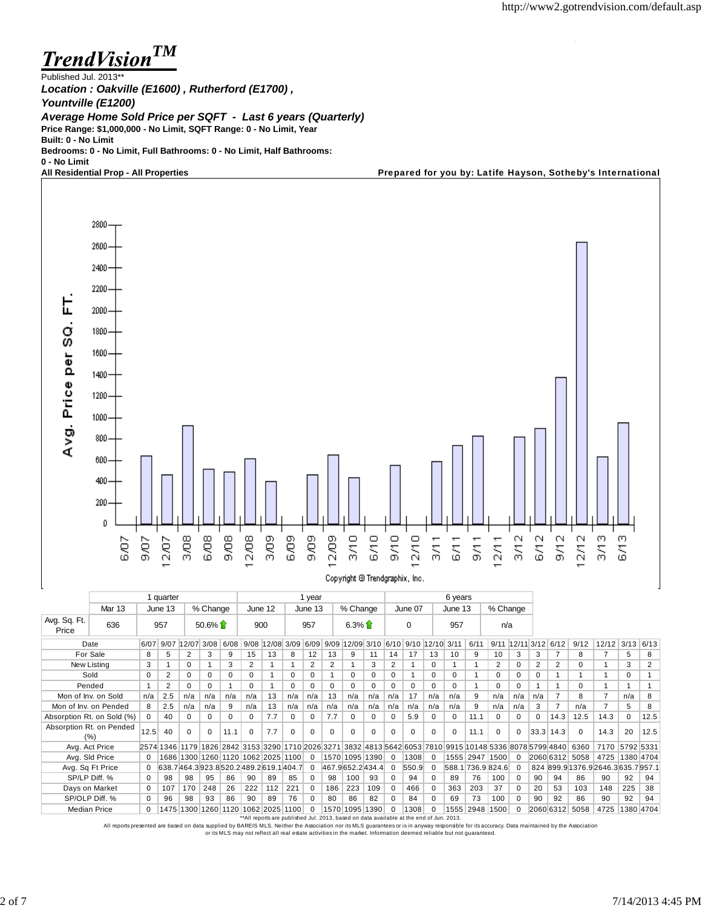# TrendVision™

Published Jul. 2013**

***Location : Oakville (E1600) , Rutherford (E1700) , Yountville (E1200)***

***Average Home Sold Price per SQFT - Last 6 years (Quarterly)***

**Price Range: $1,000,000 - No Limit, SQFT Range: 0 - No Limit, Year Built: 0 - No Limit**

**Bedrooms: 0 - No Limit, Full Bathrooms: 0 - No Limit, Half Bathrooms: 0 - No Limit**

**All Residential Prop - All Properties**

**Prepared for you by: Latife Hayson, Sotheby's International**

Copyright © Trendgraphix, Inc.

| | 1 quarter | | | 1 year | | | 6 years | | |
|---|---|---|---|---|---|---|---|---|---|
| | Mar 13 | June 13 | % Change | June 12 | June 13 | % Change | June 07 | June 13 | % Change |
| Avg. Sq. Ft. Price | 636 | 957 | 50.6% | 900 | 957 | 6.3% | 0 | 957 | n/a |

| Date | 6/07 | 9/07 | 12/07 | 3/08 | 6/08 | 9/08 | 12/08 | 3/09 | 6/09 | 9/09 | 12/09 | 3/10 | 6/10 | 9/10 | 12/10 | 3/11 | 6/11 | 9/11 | 12/11 | 3/12 | 6/12 | 9/12 | 12/12 | 3/13 | 6/13 |
|---|---|---|---|---|---|---|---|---|---|---|---|---|---|---|---|---|---|---|---|---|---|---|---|---|---|
| For Sale | 8 | 5 | 2 | 3 | 9 | 15 | 13 | 8 | 12 | 13 | 9 | 11 | 14 | 17 | 13 | 10 | 9 | 10 | 3 | 3 | 7 | 8 | 7 | 5 | 8 |
| New Listing | 3 | 1 | 0 | 1 | 3 | 2 | 1 | 1 | 2 | 2 | 1 | 3 | 2 | 1 | 0 | 1 | 1 | 2 | 0 | 2 | 2 | 0 | 1 | 3 | 2 |
| Sold | 0 | 2 | 0 | 0 | 0 | 0 | 1 | 0 | 0 | 1 | 0 | 0 | 0 | 1 | 0 | 0 | 1 | 0 | 0 | 0 | 1 | 1 | 1 | 0 | 1 |
| Pended | 1 | 2 | 0 | 0 | 1 | 0 | 1 | 0 | 0 | 0 | 0 | 0 | 0 | 0 | 0 | 0 | 1 | 0 | 0 | 1 | 1 | 0 | 1 | 1 | 1 |
| Mon of Inv. on Sold | n/a | 2.5 | n/a | n/a | n/a | n/a | 13 | n/a | n/a | 13 | n/a | n/a | n/a | 17 | n/a | n/a | 9 | n/a | n/a | n/a | 7 | 8 | 7 | n/a | 8 |
| Mon of Inv. on Pended | 8 | 2.5 | n/a | n/a | 9 | n/a | 13 | n/a | n/a | n/a | n/a | n/a | n/a | n/a | n/a | n/a | 9 | n/a | n/a | 3 | 7 | n/a | 7 | 5 | 8 |
| Absorption Rt. on Sold (%) | 0 | 40 | 0 | 0 | 0 | 0 | 7.7 | 0 | 0 | 7.7 | 0 | 0 | 0 | 5.9 | 0 | 0 | 11.1 | 0 | 0 | 0 | 14.3 | 12.5 | 14.3 | 0 | 12.5 |
| Absorption Rt. on Pended (%) | 12.5 | 40 | 0 | 0 | 11.1 | 0 | 7.7 | 0 | 0 | 0 | 0 | 0 | 0 | 0 | 0 | 0 | 11.1 | 0 | 0 | 33.3 | 14.3 | 0 | 14.3 | 20 | 12.5 |
| Avg. Act Price | 2574 | 1346 | 1179 | 1826 | 2842 | 3153 | 3290 | 1710 | 2026 | 3271 | 3832 | 4813 | 5642 | 6053 | 7810 | 9915 | 10148 | 5336 | 8078 | 5799 | 4840 | 6360 | 7170 | 5792 | 5331 |
| Avg. Sld Price | 0 | 1686 | 1300 | 1260 | 1120 | 1062 | 2025 | 1100 | 0 | 1570 | 1095 | 1390 | 0 | 1308 | 0 | 1555 | 2947 | 1500 | 0 | 2060 | 6312 | 5058 | 4725 | 1380 | 4704 |
| Avg. Sq Ft Price | 0 | 638.7 | 464.3 | 923.8 | 520.2 | 489.2 | 619.1 | 404.7 | 0 | 467.9 | 652.2 | 434.4 | 0 | 550.9 | 0 | 588.1 | 736.9 | 824.6 | 0 | 824 | 899.9 | 1376.9 | 2646.3 | 635.7 | 957.1 |
| SP/LP Diff. % | 0 | 98 | 98 | 95 | 86 | 90 | 89 | 85 | 0 | 98 | 100 | 93 | 0 | 94 | 0 | 89 | 76 | 100 | 0 | 90 | 94 | 86 | 90 | 92 | 94 |
| Days on Market | 0 | 107 | 170 | 248 | 26 | 222 | 112 | 221 | 0 | 186 | 223 | 109 | 0 | 466 | 0 | 363 | 203 | 37 | 0 | 20 | 53 | 103 | 148 | 225 | 38 |
| SP/OLP Diff. % | 0 | 96 | 98 | 93 | 86 | 90 | 89 | 76 | 0 | 80 | 86 | 82 | 0 | 84 | 0 | 69 | 73 | 100 | 0 | 90 | 92 | 86 | 90 | 92 | 94 |
| Median Price | 0 | 1475 | 1300 | 1260 | 1120 | 1062 | 2025 | 1100 | 0 | 1570 | 1095 | 1390 | 0 | 1308 | 0 | 1555 | 2948 | 1500 | 0 | 2060 | 6312 | 5058 | 4725 | 1380 | 4704 |

**All reports are published Jul. 2013, based on data available at the end of Jun. 2013.

All reports presented are based on data supplied by BAREIS MLS. Neither the Association nor its MLS guarantees or is in anyway responsible for its accuracy. Data maintained by the Association or its MLS may not reflect all real estate activities in the market. Information deemed reliable but not guaranteed.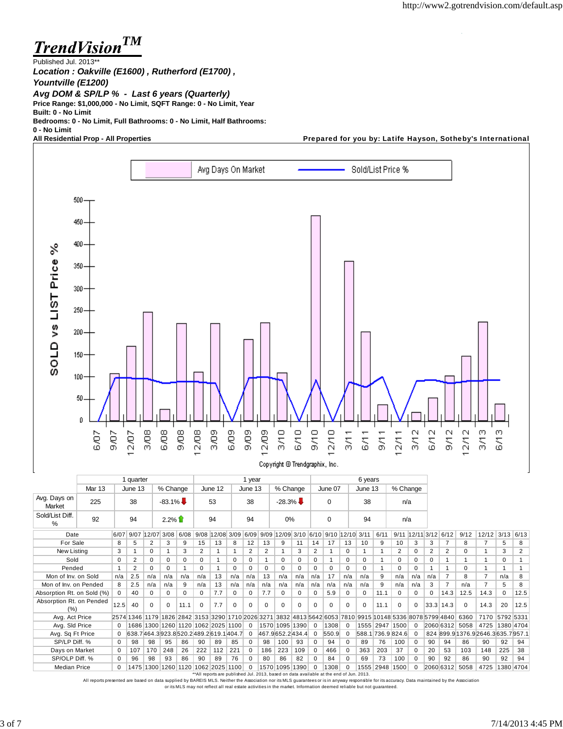# *TrendVision*™

Published Jul. 2013**

***Location : Oakville (E1600) , Rutherford (E1700) , Yountville (E1200)***

***Avg DOM & SP/LP % - Last 6 years (Quarterly)***

**Price Range: $1,000,000 - No Limit, SQFT Range: 0 - No Limit, Year Built: 0 - No Limit**

**Bedrooms: 0 - No Limit, Full Bathrooms: 0 - No Limit, Half Bathrooms: 0 - No Limit**

**All Residential Prop - All Properties**

**Prepared for you by: Latife Hayson, Sotheby's International**

Avg Days On Market | Sold/List Price %

SOLD vs LIST Price %

Copyright © Trendgraphix, Inc.

| | 1 quarter | | | 1 year | | | 6 years | | |
|---|---|---|---|---|---|---|---|---|---|
| | Mar 13 | June 13 | % Change | June 12 | June 13 | % Change | June 07 | June 13 | % Change |
| Avg. Days on Market | 225 | 38 | -83.1% ⬇ | 53 | 38 | -28.3% ⬇ | 0 | 38 | n/a |
| Sold/List Diff. % | 92 | 94 | 2.2% ⬆ | 94 | 94 | 0% | 0 | 94 | n/a |

| Date | 6/07 | 9/07 | 12/07 | 3/08 | 6/08 | 9/08 | 12/08 | 3/09 | 6/09 | 9/09 | 12/09 | 3/10 | 6/10 | 9/10 | 12/10 | 3/11 | 6/11 | 9/11 | 12/11 | 3/12 | 6/12 | 9/12 | 12/12 | 3/13 | 6/13 |
|---|---|---|---|---|---|---|---|---|---|---|---|---|---|---|---|---|---|---|---|---|---|---|---|---|---|
| For Sale | 8 | 5 | 2 | 3 | 9 | 15 | 13 | 8 | 12 | 13 | 9 | 11 | 14 | 17 | 13 | 10 | 9 | 10 | 3 | 3 | 7 | 8 | 7 | 5 | 8 |
| New Listing | 3 | 1 | 0 | 1 | 3 | 2 | 1 | 1 | 2 | 2 | 1 | 3 | 2 | 1 | 0 | 1 | 1 | 2 | 0 | 2 | 2 | 0 | 1 | 3 | 2 |
| Sold | 0 | 2 | 0 | 0 | 0 | 0 | 1 | 0 | 0 | 1 | 0 | 0 | 0 | 1 | 0 | 0 | 1 | 0 | 0 | 0 | 1 | 1 | 1 | 0 | 1 |
| Pended | 1 | 2 | 0 | 0 | 1 | 0 | 1 | 0 | 0 | 0 | 0 | 0 | 0 | 0 | 0 | 0 | 1 | 0 | 0 | 1 | 1 | 0 | 1 | 1 | 1 |
| Mon of Inv. on Sold | n/a | 2.5 | n/a | n/a | n/a | n/a | 13 | n/a | n/a | 13 | n/a | n/a | n/a | 17 | n/a | n/a | 9 | n/a | n/a | n/a | 7 | 8 | 7 | n/a | 8 |
| Mon of Inv. on Pended | 8 | 2.5 | n/a | n/a | 9 | n/a | 13 | n/a | n/a | n/a | n/a | n/a | n/a | n/a | n/a | n/a | 9 | n/a | n/a | 3 | 7 | n/a | 7 | 5 | 8 |
| Absorption Rt. on Sold (%) | 0 | 40 | 0 | 0 | 0 | 0 | 7.7 | 0 | 0 | 7.7 | 0 | 0 | 0 | 5.9 | 0 | 0 | 11.1 | 0 | 0 | 0 | 14.3 | 12.5 | 14.3 | 0 | 12.5 |
| Absorption Rt. on Pended (%) | 12.5 | 40 | 0 | 0 | 11.1 | 0 | 7.7 | 0 | 0 | 0 | 0 | 0 | 0 | 0 | 0 | 0 | 11.1 | 0 | 0 | 33.3 | 14.3 | 0 | 14.3 | 20 | 12.5 |
| Avg. Act Price | 2574 | 1346 | 1179 | 1826 | 2842 | 3153 | 3290 | 1710 | 2026 | 3271 | 3832 | 4813 | 5642 | 6053 | 7810 | 9915 | 10148 | 5336 | 8078 | 5799 | 4840 | 6360 | 7170 | 5792 | 5331 |
| Avg. Sld Price | 0 | 1686 | 1300 | 1260 | 1120 | 1062 | 2025 | 1100 | 0 | 1570 | 1095 | 1390 | 0 | 1308 | 0 | 1555 | 2947 | 1500 | 0 | 2060 | 6312 | 5058 | 4725 | 1380 | 4704 |
| Avg. Sq Ft Price | 0 | 638.7 | 464.3 | 923.8 | 520.2 | 489.2 | 619.1 | 404.7 | 0 | 467.9 | 652.2 | 434.4 | 0 | 550.9 | 0 | 588.1 | 736.9 | 824.6 | 0 | 824 | 899.9 | 1376.9 | 2646.3 | 635.7 | 957.1 |
| SP/LP Diff. % | 0 | 98 | 98 | 95 | 86 | 90 | 89 | 85 | 0 | 98 | 100 | 93 | 0 | 94 | 0 | 89 | 76 | 100 | 0 | 90 | 94 | 86 | 90 | 92 | 94 |
| Days on Market | 0 | 107 | 170 | 248 | 26 | 222 | 112 | 221 | 0 | 186 | 223 | 109 | 0 | 466 | 0 | 363 | 203 | 37 | 0 | 20 | 53 | 103 | 148 | 225 | 38 |
| SP/OLP Diff. % | 0 | 96 | 98 | 93 | 86 | 90 | 89 | 76 | 0 | 80 | 86 | 82 | 0 | 84 | 0 | 69 | 73 | 100 | 0 | 90 | 92 | 86 | 90 | 92 | 94 |
| Median Price | 0 | 1475 | 1300 | 1260 | 1120 | 1062 | 2025 | 1100 | 0 | 1570 | 1095 | 1390 | 0 | 1308 | 0 | 1555 | 2948 | 1500 | 0 | 2060 | 6312 | 5058 | 4725 | 1380 | 4704 |

**All reports are published Jul. 2013, based on data available at the end of Jun. 2013.

All reports presented are based on data supplied by BAREIS MLS. Neither the Association nor its MLS guarantees or is in anyway responsible for its accuracy. Data maintained by the Association or its MLS may not reflect all real estate activities in the market. Information deemed reliable but not guaranteed.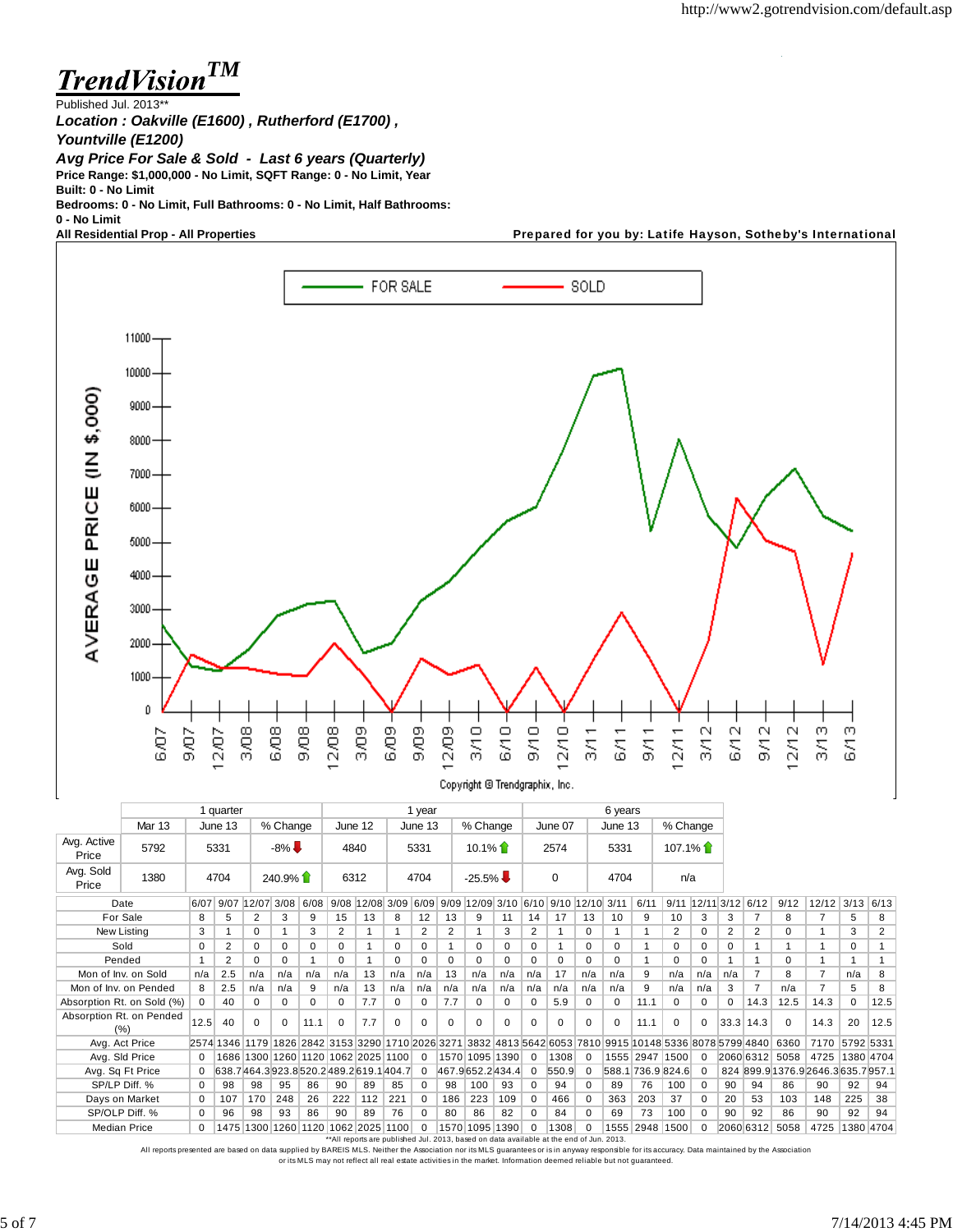# TrendVision™

Published Jul. 2013**

***Location : Oakville (E1600) , Rutherford (E1700) , Yountville (E1200)***

***Avg Price For Sale & Sold - Last 6 years (Quarterly)***

**Price Range: $1,000,000 - No Limit, SQFT Range: 0 - No Limit, Year Built: 0 - No Limit**

**Bedrooms: 0 - No Limit, Full Bathrooms: 0 - No Limit, Half Bathrooms: 0 - No Limit**

**All Residential Prop - All Properties**

**Prepared for you by: Latife Hayson, Sotheby's International**

Copyright © Trendgraphix, Inc.

| | 1 quarter | | | 1 year | | | 6 years | | |
|---|---|---|---|---|---|---|---|---|---|
| | Mar 13 | June 13 | % Change | June 12 | June 13 | % Change | June 07 | June 13 | % Change |
| Avg. Active Price | 5792 | 5331 | -8% ↓ | 4840 | 5331 | 10.1% ↑ | 2574 | 5331 | 107.1% ↑ |
| Avg. Sold Price | 1380 | 4704 | 240.9% ↑ | 6312 | 4704 | -25.5% ↓ | 0 | 4704 | n/a |

| Date | 6/07 | 9/07 | 12/07 | 3/08 | 6/08 | 9/08 | 12/08 | 3/09 | 6/09 | 9/09 | 12/09 | 3/10 | 6/10 | 9/10 | 12/10 | 3/11 | 6/11 | 9/11 | 12/11 | 3/12 | 6/12 | 9/12 | 12/12 | 3/13 | 6/13 |
|---|---|---|---|---|---|---|---|---|---|---|---|---|---|---|---|---|---|---|---|---|---|---|---|---|---|
| For Sale | 8 | 5 | 2 | 3 | 9 | 15 | 13 | 8 | 12 | 13 | 9 | 11 | 14 | 17 | 13 | 10 | 9 | 10 | 3 | 3 | 7 | 8 | 7 | 5 | 8 |
| New Listing | 3 | 1 | 0 | 1 | 3 | 2 | 1 | 1 | 2 | 2 | 1 | 3 | 2 | 1 | 0 | 1 | 1 | 2 | 0 | 2 | 2 | 0 | 1 | 3 | 2 |
| Sold | 0 | 2 | 0 | 0 | 0 | 0 | 1 | 0 | 0 | 1 | 0 | 0 | 0 | 1 | 0 | 0 | 1 | 0 | 0 | 0 | 1 | 1 | 1 | 0 | 1 |
| Pended | 1 | 2 | 0 | 0 | 1 | 0 | 1 | 0 | 0 | 0 | 0 | 0 | 0 | 0 | 0 | 0 | 1 | 0 | 0 | 1 | 1 | 0 | 1 | 1 | 1 |
| Mon of Inv. on Sold | n/a | 2.5 | n/a | n/a | n/a | n/a | 13 | n/a | n/a | 13 | n/a | n/a | n/a | 17 | n/a | n/a | 9 | n/a | n/a | n/a | 7 | 8 | 7 | n/a | 8 |
| Mon of Inv. on Pended | 8 | 2.5 | n/a | n/a | 9 | n/a | 13 | n/a | n/a | n/a | n/a | n/a | n/a | n/a | n/a | n/a | 9 | n/a | n/a | 3 | 7 | n/a | 7 | 5 | 8 |
| Absorption Rt. on Sold (%) | 0 | 40 | 0 | 0 | 0 | 0 | 7.7 | 0 | 0 | 7.7 | 0 | 0 | 0 | 5.9 | 0 | 0 | 11.1 | 0 | 0 | 0 | 14.3 | 12.5 | 14.3 | 0 | 12.5 |
| Absorption Rt. on Pended (%) | 12.5 | 40 | 0 | 0 | 11.1 | 0 | 7.7 | 0 | 0 | 0 | 0 | 0 | 0 | 0 | 0 | 0 | 11.1 | 0 | 0 | 33.3 | 14.3 | 0 | 14.3 | 20 | 12.5 |
| Avg. Act Price | 2574 | 1346 | 1179 | 1826 | 2842 | 3153 | 3290 | 1710 | 2026 | 3271 | 3832 | 4813 | 5642 | 6053 | 7810 | 9915 | 10148 | 5336 | 8078 | 5799 | 4840 | 6360 | 7170 | 5792 | 5331 |
| Avg. Sld Price | 0 | 1686 | 1300 | 1260 | 1120 | 1062 | 2025 | 1100 | 0 | 1570 | 1095 | 1390 | 0 | 1308 | 0 | 1555 | 2947 | 1500 | 0 | 2060 | 6312 | 5058 | 4725 | 1380 | 4704 |
| Avg. Sq Ft Price | 0 | 638.7 | 464.3 | 923.8 | 520.2 | 489.2 | 619.1 | 404.7 | 0 | 467.9 | 652.2 | 434.4 | 0 | 550.9 | 0 | 588.1 | 736.9 | 824.6 | 0 | 824 | 899.9 | 1376.9 | 2646.3 | 635.7 | 957.1 |
| SP/LP Diff. % | 0 | 98 | 98 | 95 | 86 | 90 | 89 | 85 | 0 | 98 | 100 | 93 | 0 | 94 | 0 | 89 | 76 | 100 | 0 | 90 | 94 | 86 | 90 | 92 | 94 |
| Days on Market | 0 | 107 | 170 | 248 | 26 | 222 | 112 | 221 | 0 | 186 | 223 | 109 | 0 | 466 | 0 | 363 | 203 | 37 | 0 | 20 | 53 | 103 | 148 | 225 | 38 |
| SP/OLP Diff. % | 0 | 96 | 98 | 93 | 86 | 90 | 89 | 76 | 0 | 80 | 86 | 82 | 0 | 84 | 0 | 69 | 73 | 100 | 0 | 90 | 92 | 86 | 90 | 92 | 94 |
| Median Price | 0 | 1475 | 1300 | 1260 | 1120 | 1062 | 2025 | 1100 | 0 | 1570 | 1095 | 1390 | 0 | 1308 | 0 | 1555 | 2948 | 1500 | 0 | 2060 | 6312 | 5058 | 4725 | 1380 | 4704 |

**All reports are published Jul. 2013, based on data available at the end of Jun. 2013.

All reports presented are based on data supplied by BAREIS MLS. Neither the Association nor its MLS guarantees or is in anyway responsible for its accuracy. Data maintained by the Association or its MLS may not reflect all real estate activities in the market. Information deemed reliable but not guaranteed.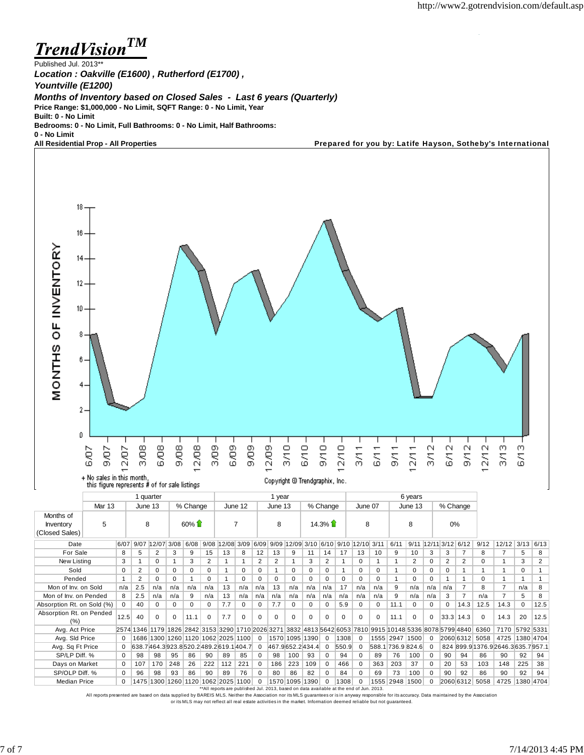# TrendVision™

Published Jul. 2013**

***Location : Oakville (E1600) , Rutherford (E1700) , Yountville (E1200)***

***Months of Inventory based on Closed Sales - Last 6 years (Quarterly)***

**Price Range: $1,000,000 - No Limit, SQFT Range: 0 - No Limit, Year Built: 0 - No Limit**

**Bedrooms: 0 - No Limit, Full Bathrooms: 0 - No Limit, Half Bathrooms: 0 - No Limit**

**All Residential Prop - All Properties**

**Prepared for you by: Latife Hayson, Sotheby's International**

MONTHS OF INVENTORY

18
16
14
12
10
8
6
4
2
0

6/07 9/07 12/07 3/08 6/08 9/08 12/08 3/09 6/09 9/09 12/09 3/10 6/10 9/10 12/10 3/11 6/11 9/11 12/11 3/12 6/12 9/12 12/12 3/13 6/13

+ No sales in this month, this figure represents # of for sale listings

Copyright © Trendgraphix, Inc.

| | 1 quarter | | | 1 year | | | 6 years | | |
|---|---|---|---|---|---|---|---|---|---|
| | Mar 13 | June 13 | % Change | June 12 | June 13 | % Change | June 07 | June 13 | % Change |
| Months of Inventory (Closed Sales) | 5 | 8 | 60% ↑ | 7 | 8 | 14.3% ↑ | 8 | 8 | 0% |

| Date | 6/07 | 9/07 | 12/07 | 3/08 | 6/08 | 9/08 | 12/08 | 3/09 | 6/09 | 9/09 | 12/09 | 3/10 | 6/10 | 9/10 | 12/10 | 3/11 | 6/11 | 9/11 | 12/11 | 3/12 | 6/12 | 9/12 | 12/12 | 3/13 | 6/13 |
|---|---|---|---|---|---|---|---|---|---|---|---|---|---|---|---|---|---|---|---|---|---|---|---|---|---|
| For Sale | 8 | 5 | 2 | 3 | 9 | 15 | 13 | 8 | 12 | 13 | 9 | 11 | 14 | 17 | 13 | 10 | 9 | 10 | 3 | 3 | 7 | 8 | 7 | 5 | 8 |
| New Listing | 3 | 1 | 0 | 1 | 3 | 2 | 1 | 1 | 2 | 2 | 1 | 3 | 2 | 1 | 0 | 1 | 1 | 2 | 0 | 2 | 2 | 0 | 1 | 3 | 2 |
| Sold | 0 | 2 | 0 | 0 | 0 | 0 | 1 | 0 | 0 | 1 | 0 | 0 | 0 | 1 | 0 | 0 | 1 | 0 | 0 | 0 | 1 | 1 | 1 | 0 | 1 |
| Pended | 1 | 2 | 0 | 0 | 1 | 0 | 1 | 0 | 0 | 0 | 0 | 0 | 0 | 0 | 0 | 0 | 1 | 0 | 0 | 1 | 1 | 0 | 1 | 1 | 1 |
| Mon of Inv. on Sold | n/a | 2.5 | n/a | n/a | n/a | n/a | 13 | n/a | n/a | 13 | n/a | n/a | n/a | 17 | n/a | n/a | 9 | n/a | n/a | n/a | 7 | 8 | 7 | n/a | 8 |
| Mon of Inv. on Pended | 8 | 2.5 | n/a | n/a | 9 | n/a | 13 | n/a | n/a | n/a | n/a | n/a | n/a | n/a | n/a | n/a | 9 | n/a | n/a | 3 | 7 | n/a | 7 | 5 | 8 |
| Absorption Rt. on Sold (%) | 0 | 40 | 0 | 0 | 0 | 0 | 7.7 | 0 | 0 | 7.7 | 0 | 0 | 0 | 5.9 | 0 | 0 | 11.1 | 0 | 0 | 0 | 14.3 | 12.5 | 14.3 | 0 | 12.5 |
| Absorption Rt. on Pended (%) | 12.5 | 40 | 0 | 0 | 11.1 | 0 | 7.7 | 0 | 0 | 0 | 0 | 0 | 0 | 0 | 0 | 0 | 11.1 | 0 | 0 | 33.3 | 14.3 | 0 | 14.3 | 20 | 12.5 |
| Avg. Act Price | 2574 | 1346 | 1179 | 1826 | 2842 | 3153 | 3290 | 1710 | 2026 | 3271 | 3832 | 4813 | 5642 | 6053 | 7810 | 9915 | 10148 | 5336 | 8078 | 5799 | 4840 | 6360 | 7170 | 5792 | 5331 |
| Avg. Sld Price | 0 | 1686 | 1300 | 1260 | 1120 | 1062 | 2025 | 1100 | 0 | 1570 | 1095 | 1390 | 0 | 1308 | 0 | 1555 | 2947 | 1500 | 0 | 2060 | 6312 | 5058 | 4725 | 1380 | 4704 |
| Avg. Sq Ft Price | 0 | 638.7 | 464.3 | 923.8 | 520.2 | 489.2 | 619.1 | 404.7 | 0 | 467.9 | 652.2 | 434.4 | 0 | 550.9 | 0 | 588.1 | 736.9 | 824.6 | 0 | 824 | 899.9 | 1376.9 | 2646.3 | 635.7 | 957.1 |
| SP/LP Diff. % | 0 | 98 | 98 | 95 | 86 | 90 | 89 | 85 | 0 | 98 | 100 | 93 | 0 | 94 | 0 | 89 | 76 | 100 | 0 | 90 | 94 | 86 | 90 | 92 | 94 |
| Days on Market | 0 | 107 | 170 | 248 | 26 | 222 | 112 | 221 | 0 | 186 | 223 | 109 | 0 | 466 | 0 | 363 | 203 | 37 | 0 | 20 | 53 | 103 | 148 | 225 | 38 |
| SP/OLP Diff. % | 0 | 96 | 98 | 93 | 86 | 90 | 89 | 76 | 0 | 80 | 86 | 82 | 0 | 84 | 0 | 69 | 73 | 100 | 0 | 90 | 92 | 86 | 90 | 92 | 94 |
| Median Price | 0 | 1475 | 1300 | 1260 | 1120 | 1062 | 2025 | 1100 | 0 | 1570 | 1095 | 1390 | 0 | 1308 | 0 | 1555 | 2948 | 1500 | 0 | 2060 | 6312 | 5058 | 4725 | 1380 | 4704 |

**All reports are published Jul. 2013, based on data available at the end of Jun. 2013.

All reports presented are based on data supplied by BAREIS MLS. Neither the Association nor its MLS guarantees or is in anyway responsible for its accuracy. Data maintained by the Association or its MLS may not reflect all real estate activities in the market. Information deemed reliable but not guaranteed.